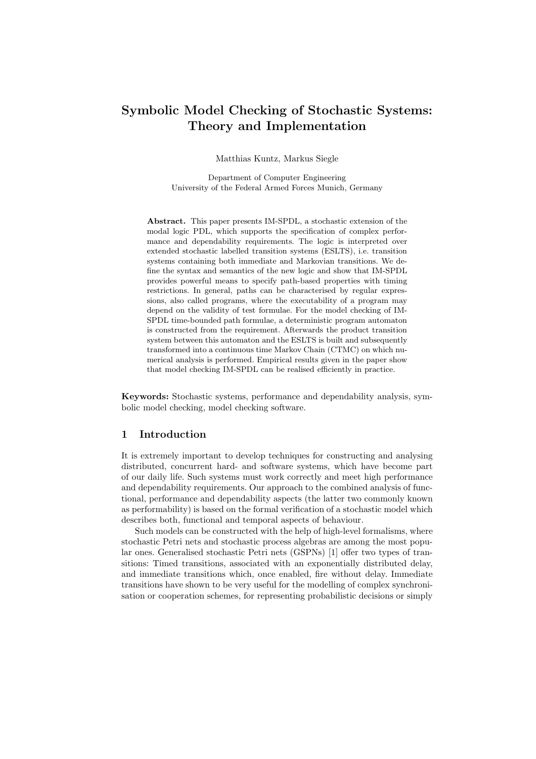# Symbolic Model Checking of Stochastic Systems: Theory and Implementation

Matthias Kuntz, Markus Siegle

Department of Computer Engineering
University of the Federal Armed Forces Munich, Germany

**Abstract.** This paper presents IM-SPDL, a stochastic extension of the modal logic PDL, which supports the specification of complex performance and dependability requirements. The logic is interpreted over extended stochastic labelled transition systems (ESLTS), i.e. transition systems containing both immediate and Markovian transitions. We define the syntax and semantics of the new logic and show that IM-SPDL provides powerful means to specify path-based properties with timing restrictions. In general, paths can be characterised by regular expressions, also called programs, where the executability of a program may depend on the validity of test formulae. For the model checking of IM-SPDL time-bounded path formulae, a deterministic program automaton is constructed from the requirement. Afterwards the product transition system between this automaton and the ESLTS is built and subsequently transformed into a continuous time Markov Chain (CTMC) on which numerical analysis is performed. Empirical results given in the paper show that model checking IM-SPDL can be realised efficiently in practice.

**Keywords:** Stochastic systems, performance and dependability analysis, symbolic model checking, model checking software.

## 1 Introduction

It is extremely important to develop techniques for constructing and analysing distributed, concurrent hard- and software systems, which have become part of our daily life. Such systems must work correctly and meet high performance and dependability requirements. Our approach to the combined analysis of functional, performance and dependability aspects (the latter two commonly known as performability) is based on the formal verification of a stochastic model which describes both, functional and temporal aspects of behaviour.

Such models can be constructed with the help of high-level formalisms, where stochastic Petri nets and stochastic process algebras are among the most popular ones. Generalised stochastic Petri nets (GSPNs) [1] offer two types of transitions: Timed transitions, associated with an exponentially distributed delay, and immediate transitions which, once enabled, fire without delay. Immediate transitions have shown to be very useful for the modelling of complex synchronisation or cooperation schemes, for representing probabilistic decisions or simply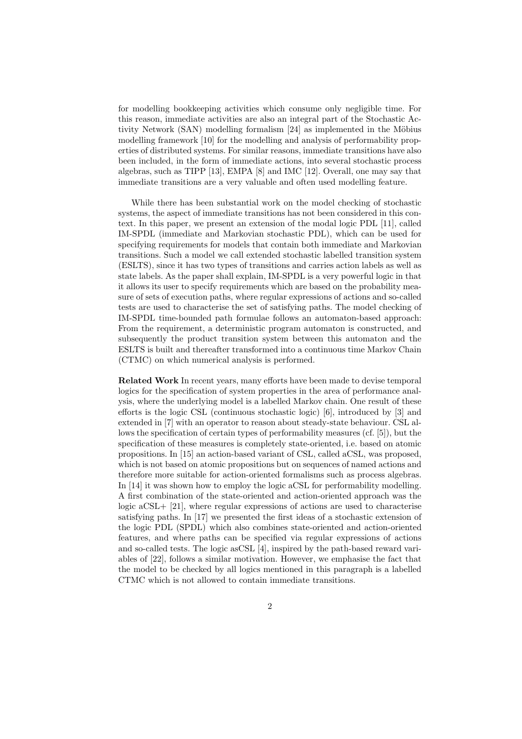for modelling bookkeeping activities which consume only negligible time. For this reason, immediate activities are also an integral part of the Stochastic Activity Network (SAN) modelling formalism [24] as implemented in the Möbius modelling framework [10] for the modelling and analysis of performability properties of distributed systems. For similar reasons, immediate transitions have also been included, in the form of immediate actions, into several stochastic process algebras, such as TIPP [13], EMPA [8] and IMC [12]. Overall, one may say that immediate transitions are a very valuable and often used modelling feature.

While there has been substantial work on the model checking of stochastic systems, the aspect of immediate transitions has not been considered in this context. In this paper, we present an extension of the modal logic PDL [11], called IM-SPDL (immediate and Markovian stochastic PDL), which can be used for specifying requirements for models that contain both immediate and Markovian transitions. Such a model we call extended stochastic labelled transition system (ESLTS), since it has two types of transitions and carries action labels as well as state labels. As the paper shall explain, IM-SPDL is a very powerful logic in that it allows its user to specify requirements which are based on the probability measure of sets of execution paths, where regular expressions of actions and so-called tests are used to characterise the set of satisfying paths. The model checking of IM-SPDL time-bounded path formulae follows an automaton-based approach: From the requirement, a deterministic program automaton is constructed, and subsequently the product transition system between this automaton and the ESLTS is built and thereafter transformed into a continuous time Markov Chain (CTMC) on which numerical analysis is performed.

**Related Work** In recent years, many efforts have been made to devise temporal logics for the specification of system properties in the area of performance analysis, where the underlying model is a labelled Markov chain. One result of these efforts is the logic CSL (continuous stochastic logic) [6], introduced by [3] and extended in [7] with an operator to reason about steady-state behaviour. CSL allows the specification of certain types of performability measures (cf. [5]), but the specification of these measures is completely state-oriented, i.e. based on atomic propositions. In [15] an action-based variant of CSL, called aCSL, was proposed, which is not based on atomic propositions but on sequences of named actions and therefore more suitable for action-oriented formalisms such as process algebras. In [14] it was shown how to employ the logic aCSL for performability modelling. A first combination of the state-oriented and action-oriented approach was the logic aCSL+ [21], where regular expressions of actions are used to characterise satisfying paths. In [17] we presented the first ideas of a stochastic extension of the logic PDL (SPDL) which also combines state-oriented and action-oriented features, and where paths can be specified via regular expressions of actions and so-called tests. The logic asCSL [4], inspired by the path-based reward variables of [22], follows a similar motivation. However, we emphasise the fact that the model to be checked by all logics mentioned in this paragraph is a labelled CTMC which is not allowed to contain immediate transitions.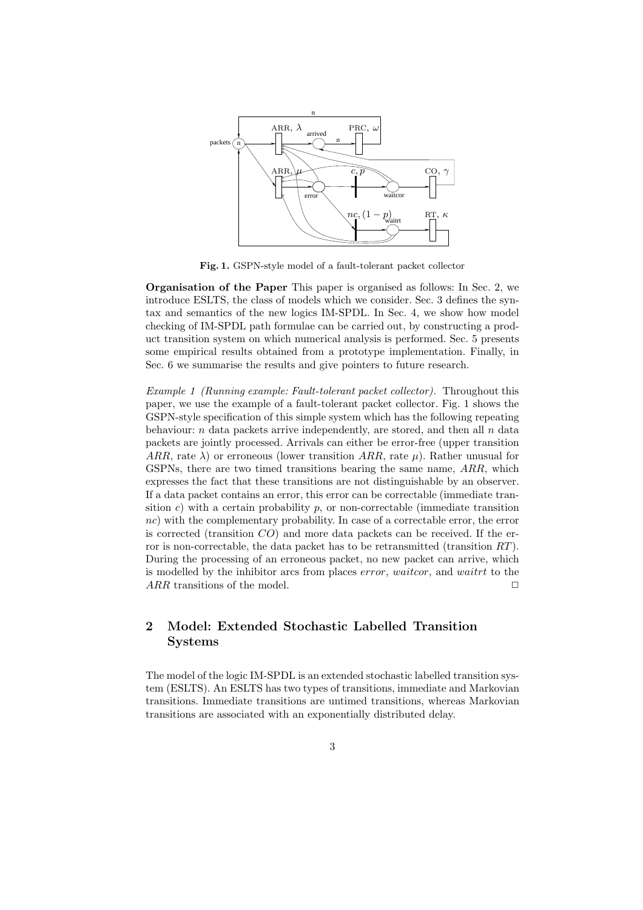**Fig. 1.** GSPN-style model of a fault-tolerant packet collector

**Organisation of the Paper** This paper is organised as follows: In Sec. 2, we introduce ESLTS, the class of models which we consider. Sec. 3 defines the syntax and semantics of the new logics IM-SPDL. In Sec. 4, we show how model checking of IM-SPDL path formulae can be carried out, by constructing a product transition system on which numerical analysis is performed. Sec. 5 presents some empirical results obtained from a prototype implementation. Finally, in Sec. 6 we summarise the results and give pointers to future research.

*Example 1 (Running example: Fault-tolerant packet collector).* Throughout this paper, we use the example of a fault-tolerant packet collector. Fig. 1 shows the GSPN-style specification of this simple system which has the following repeating behaviour: $n$ data packets arrive independently, are stored, and then all $n$ data packets are jointly processed. Arrivals can either be error-free (upper transition $ARR$, rate $\lambda$) or erroneous (lower transition $ARR$, rate $\mu$). Rather unusual for GSPNs, there are two timed transitions bearing the same name, $ARR$, which expresses the fact that these transitions are not distinguishable by an observer. If a data packet contains an error, this error can be correctable (immediate transition $c$) with a certain probability $p$, or non-correctable (immediate transition $nc$) with the complementary probability. In case of a correctable error, the error is corrected (transition $CO$) and more data packets can be received. If the error is non-correctable, the data packet has to be retransmitted (transition $RT$). During the processing of an erroneous packet, no new packet can arrive, which is modelled by the inhibitor arcs from places *error*, *waitcor*, and *waitrt* to the $ARR$ transitions of the model. □

## 2 Model: Extended Stochastic Labelled Transition Systems

The model of the logic IM-SPDL is an extended stochastic labelled transition system (ESLTS). An ESLTS has two types of transitions, immediate and Markovian transitions. Immediate transitions are untimed transitions, whereas Markovian transitions are associated with an exponentially distributed delay.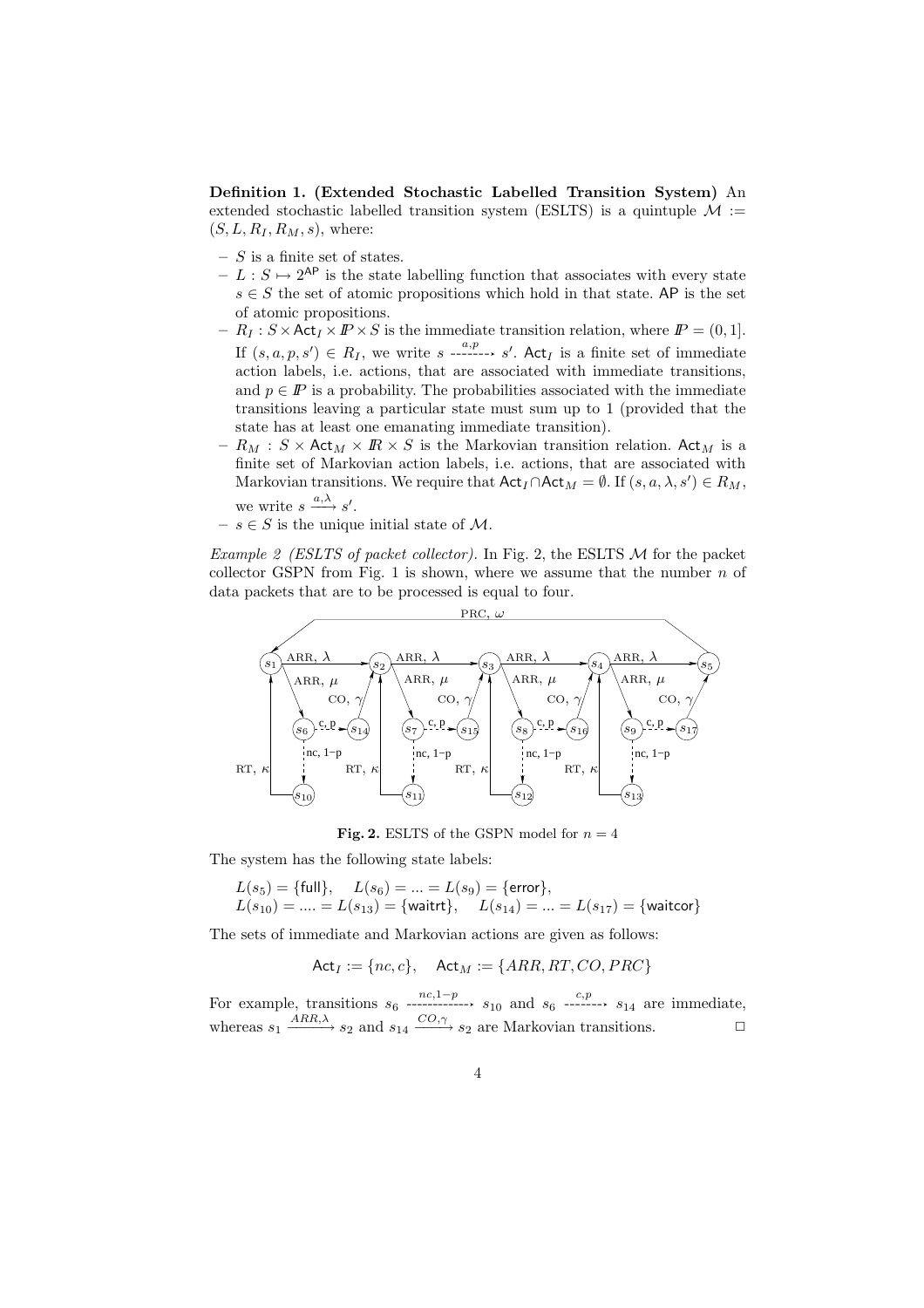**Definition 1. (Extended Stochastic Labelled Transition System)** An extended stochastic labelled transition system (ESLTS) is a quintuple $\mathcal{M} := (S, L, R_I, R_M, s)$, where:

- $S$ is a finite set of states.
- $L : S \mapsto 2^{\mathsf{AP}}$ is the state labelling function that associates with every state $s \in S$ the set of atomic propositions which hold in that state. $\mathsf{AP}$ is the set of atomic propositions.
- $R_I : S \times \mathsf{Act}_I \times I\!P \times S$ is the immediate transition relation, where $I\!P = (0, 1]$. If $(s, a, p, s') \in R_I$, we write $s \overset{a,p}{\dashrightarrow} s'$. $\mathsf{Act}_I$ is a finite set of immediate action labels, i.e. actions, that are associated with immediate transitions, and $p \in I\!P$ is a probability. The probabilities associated with the immediate transitions leaving a particular state must sum up to 1 (provided that the state has at least one emanating immediate transition).
- $R_M : S \times \mathsf{Act}_M \times I\!R \times S$ is the Markovian transition relation. $\mathsf{Act}_M$ is a finite set of Markovian action labels, i.e. actions, that are associated with Markovian transitions. We require that $\mathsf{Act}_I \cap \mathsf{Act}_M = \emptyset$. If $(s, a, \lambda, s') \in R_M$, we write $s \xrightarrow{a,\lambda} s'$.
- $s \in S$ is the unique initial state of $\mathcal{M}$.

*Example 2 (ESLTS of packet collector).* In Fig. 2, the ESLTS $\mathcal{M}$ for the packet collector GSPN from Fig. 1 is shown, where we assume that the number $n$ of data packets that are to be processed is equal to four.

**Fig. 2.** ESLTS of the GSPN model for $n = 4$

The system has the following state labels:

$$L(s_5) = \{\mathsf{full}\}, \quad L(s_6) = ... = L(s_9) = \{\mathsf{error}\},$$
$$L(s_{10}) = .... = L(s_{13}) = \{\mathsf{waitrt}\}, \quad L(s_{14}) = ... = L(s_{17}) = \{\mathsf{waitcor}\}$$

The sets of immediate and Markovian actions are given as follows:

$$\mathsf{Act}_I := \{nc, c\}, \quad \mathsf{Act}_M := \{ARR, RT, CO, PRC\}$$

For example, transitions $s_6 \overset{nc,1-p}{\dashrightarrow} s_{10}$ and $s_6 \overset{c,p}{\dashrightarrow} s_{14}$ are immediate, whereas $s_1 \xrightarrow{ARR,\lambda} s_2$ and $s_{14} \xrightarrow{CO,\gamma} s_2$ are Markovian transitions. $\square$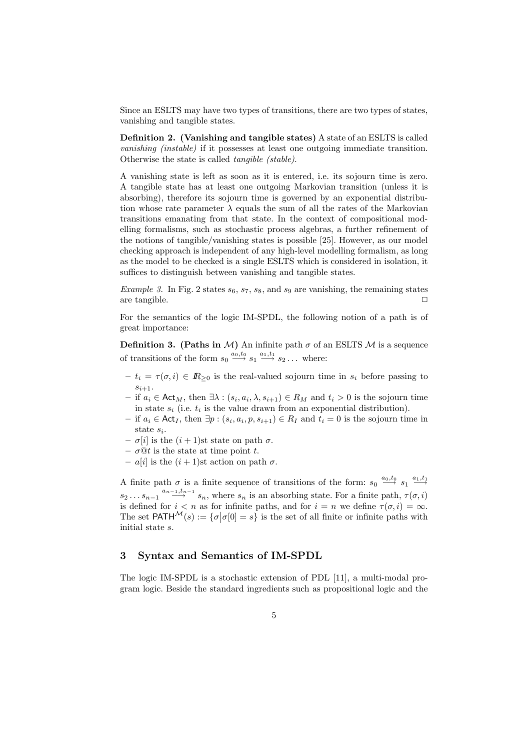Since an ESLTS may have two types of transitions, there are two types of states, vanishing and tangible states.

**Definition 2. (Vanishing and tangible states)** A state of an ESLTS is called *vanishing (instable)* if it possesses at least one outgoing immediate transition. Otherwise the state is called *tangible (stable)*.

A vanishing state is left as soon as it is entered, i.e. its sojourn time is zero. A tangible state has at least one outgoing Markovian transition (unless it is absorbing), therefore its sojourn time is governed by an exponential distribution whose rate parameter $\lambda$ equals the sum of all the rates of the Markovian transitions emanating from that state. In the context of compositional modelling formalisms, such as stochastic process algebras, a further refinement of the notions of tangible/vanishing states is possible [25]. However, as our model checking approach is independent of any high-level modelling formalism, as long as the model to be checked is a single ESLTS which is considered in isolation, it suffices to distinguish between vanishing and tangible states.

*Example 3.* In Fig. 2 states $s_6$, $s_7$, $s_8$, and $s_9$ are vanishing, the remaining states are tangible. □

For the semantics of the logic IM-SPDL, the following notion of a path is of great importance:

**Definition 3. (Paths in $\mathcal{M}$)** An infinite path $\sigma$ of an ESLTS $\mathcal{M}$ is a sequence of transitions of the form $s_0 \xrightarrow{a_0,t_0} s_1 \xrightarrow{a_1,t_1} s_2 \ldots$ where:

- $t_i = \tau(\sigma, i) \in \mathbb{R}_{\geq 0}$ is the real-valued sojourn time in $s_i$ before passing to $s_{i+1}$.
- if $a_i \in \mathsf{Act}_M$, then $\exists \lambda : (s_i, a_i, \lambda, s_{i+1}) \in R_M$ and $t_i > 0$ is the sojourn time in state $s_i$ (i.e. $t_i$ is the value drawn from an exponential distribution).
- if $a_i \in \mathsf{Act}_I$, then $\exists p : (s_i, a_i, p, s_{i+1}) \in R_I$ and $t_i = 0$ is the sojourn time in state $s_i$.
- $\sigma[i]$ is the $(i+1)$st state on path $\sigma$.
- $\sigma@t$ is the state at time point $t$.
- $a[i]$ is the $(i+1)$st action on path $\sigma$.

A finite path $\sigma$ is a finite sequence of transitions of the form: $s_0 \xrightarrow{a_0,t_0} s_1 \xrightarrow{a_1,t_1} s_2 \ldots s_{n-1} \xrightarrow{a_{n-1},t_{n-1}} s_n$, where $s_n$ is an absorbing state. For a finite path, $\tau(\sigma, i)$ is defined for $i < n$ as for infinite paths, and for $i = n$ we define $\tau(\sigma, i) = \infty$. The set $\mathsf{PATH}^{\mathcal{M}}(s) := \{\sigma \mid \sigma[0] = s\}$ is the set of all finite or infinite paths with initial state $s$.

## 3 Syntax and Semantics of IM-SPDL

The logic IM-SPDL is a stochastic extension of PDL [11], a multi-modal program logic. Beside the standard ingredients such as propositional logic and the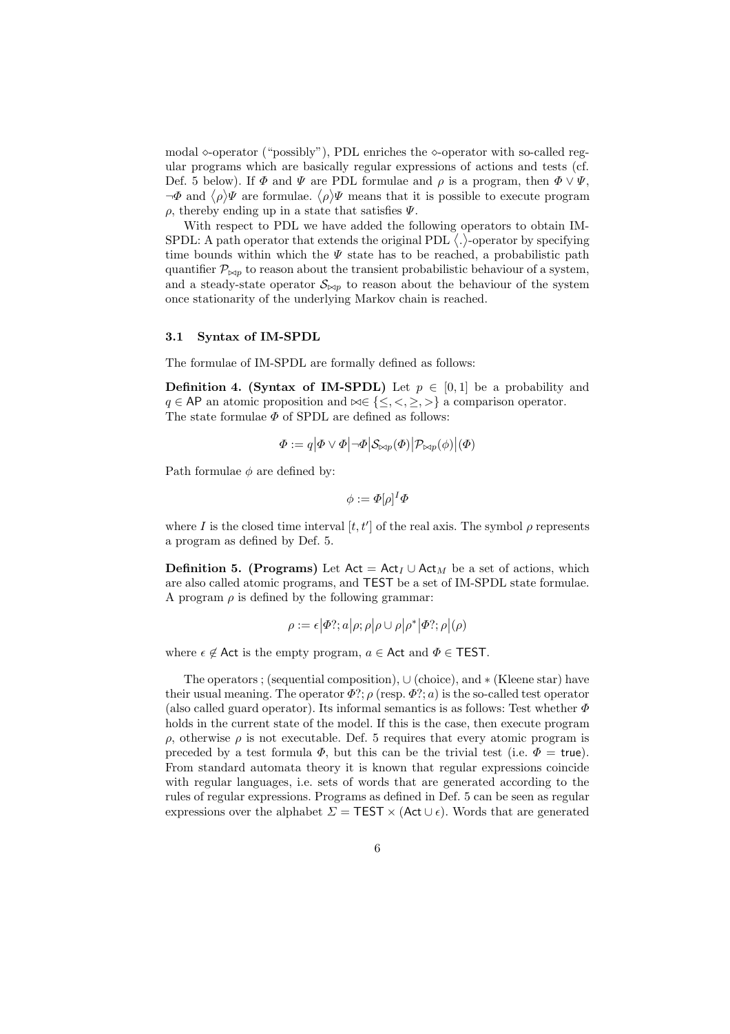modal $\diamond$-operator ("possibly"), PDL enriches the $\diamond$-operator with so-called regular programs which are basically regular expressions of actions and tests (cf. Def. 5 below). If $\Phi$ and $\Psi$ are PDL formulae and $\rho$ is a program, then $\Phi \vee \Psi$, $\neg\Phi$ and $\langle\rho\rangle\Psi$ are formulae. $\langle\rho\rangle\Psi$ means that it is possible to execute program $\rho$, thereby ending up in a state that satisfies $\Psi$.

With respect to PDL we have added the following operators to obtain IM-SPDL: A path operator that extends the original PDL $\langle.\rangle$-operator by specifying time bounds within which the $\Psi$ state has to be reached, a probabilistic path quantifier $\mathcal{P}_{\bowtie p}$ to reason about the transient probabilistic behaviour of a system, and a steady-state operator $\mathcal{S}_{\bowtie p}$ to reason about the behaviour of the system once stationarity of the underlying Markov chain is reached.

### 3.1 Syntax of IM-SPDL

The formulae of IM-SPDL are formally defined as follows:

**Definition 4. (Syntax of IM-SPDL)** Let $p \in [0,1]$ be a probability and $q \in \mathsf{AP}$ an atomic proposition and $\bowtie \in \{\leq, <, \geq, >\}$ a comparison operator. The state formulae $\Phi$ of SPDL are defined as follows:

$$\Phi := q \big| \Phi \vee \Phi \big| \neg\Phi \big| \mathcal{S}_{\bowtie p}(\Phi) \big| \mathcal{P}_{\bowtie p}(\phi) \big| (\Phi)$$

Path formulae $\phi$ are defined by:

$$\phi := \Phi[\rho]^I \Phi$$

where $I$ is the closed time interval $[t, t']$ of the real axis. The symbol $\rho$ represents a program as defined by Def. 5.

**Definition 5. (Programs)** Let $\mathsf{Act} = \mathsf{Act}_I \cup \mathsf{Act}_M$ be a set of actions, which are also called atomic programs, and $\mathsf{TEST}$ be a set of IM-SPDL state formulae. A program $\rho$ is defined by the following grammar:

$$\rho := \epsilon \big| \Phi?; a \big| \rho; \rho \big| \rho \cup \rho \big| \rho^* \big| \Phi?; \rho \big| (\rho)$$

where $\epsilon \notin \mathsf{Act}$ is the empty program, $a \in \mathsf{Act}$ and $\Phi \in \mathsf{TEST}$.

The operators ; (sequential composition), $\cup$ (choice), and $*$ (Kleene star) have their usual meaning. The operator $\Phi?; \rho$ (resp. $\Phi?; a$) is the so-called test operator (also called guard operator). Its informal semantics is as follows: Test whether $\Phi$ holds in the current state of the model. If this is the case, then execute program $\rho$, otherwise $\rho$ is not executable. Def. 5 requires that every atomic program is preceded by a test formula $\Phi$, but this can be the trivial test (i.e. $\Phi = \mathsf{true}$). From standard automata theory it is known that regular expressions coincide with regular languages, i.e. sets of words that are generated according to the rules of regular expressions. Programs as defined in Def. 5 can be seen as regular expressions over the alphabet $\Sigma = \mathsf{TEST} \times (\mathsf{Act} \cup \epsilon)$. Words that are generated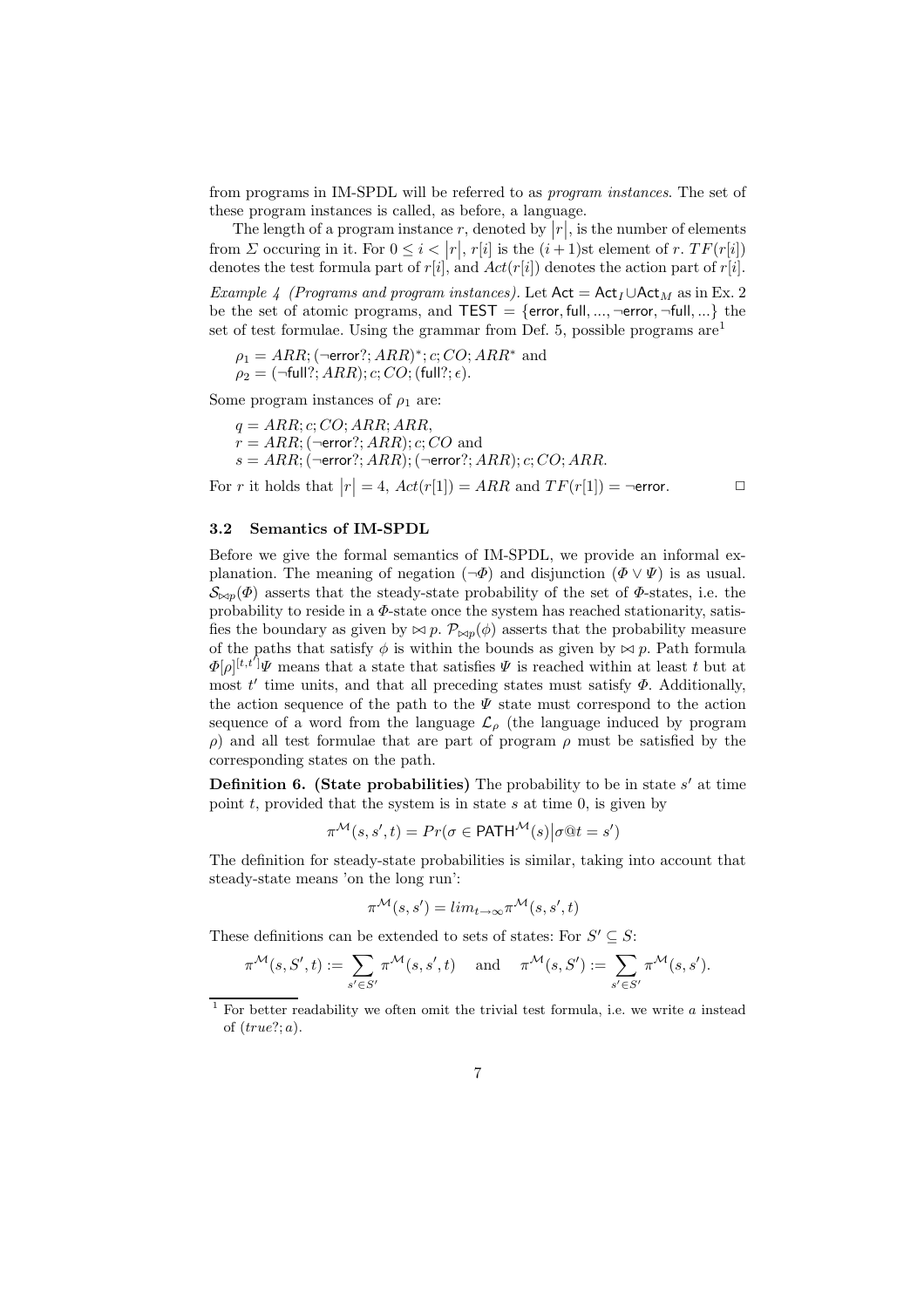from programs in IM-SPDL will be referred to as *program instances*. The set of these program instances is called, as before, a language.

The length of a program instance $r$, denoted by $|r|$, is the number of elements from $\Sigma$ occuring in it. For $0 \leq i < |r|$, $r[i]$ is the $(i+1)$st element of $r$. $TF(r[i])$ denotes the test formula part of $r[i]$, and $Act(r[i])$ denotes the action part of $r[i]$.

*Example 4 (Programs and program instances).* Let $\mathsf{Act} = \mathsf{Act}_I \cup \mathsf{Act}_M$ as in Ex. 2 be the set of atomic programs, and $\mathsf{TEST} = \{\mathsf{error}, \mathsf{full}, ..., \neg\mathsf{error}, \neg\mathsf{full}, ...\}$ the set of test formulae. Using the grammar from Def. 5, possible programs are[1]

$\rho_1 = ARR; (\neg\mathsf{error}?; ARR)^*; c; CO; ARR^*$ and
$\rho_2 = (\neg\mathsf{full}?; ARR); c; CO; (\mathsf{full}?; \epsilon)$.

Some program instances of $\rho_1$ are:

$q = ARR; c; CO; ARR; ARR$,
$r = ARR; (\neg\mathsf{error}?; ARR); c; CO$ and
$s = ARR; (\neg\mathsf{error}?; ARR); (\neg\mathsf{error}?; ARR); c; CO; ARR$.

For $r$ it holds that $|r| = 4$, $Act(r[1]) = ARR$ and $TF(r[1]) = \neg\mathsf{error}$. □

### 3.2 Semantics of IM-SPDL

Before we give the formal semantics of IM-SPDL, we provide an informal explanation. The meaning of negation ($\neg\Phi$) and disjunction ($\Phi \vee \Psi$) is as usual. $\mathcal{S}_{\bowtie p}(\Phi)$ asserts that the steady-state probability of the set of $\Phi$-states, i.e. the probability to reside in a $\Phi$-state once the system has reached stationarity, satisfies the boundary as given by $\bowtie p$. $\mathcal{P}_{\bowtie p}(\phi)$ asserts that the probability measure of the paths that satisfy $\phi$ is within the bounds as given by $\bowtie p$. Path formula $\Phi[\rho]^{[t,t']}\Psi$ means that a state that satisfies $\Psi$ is reached within at least $t$ but at most $t'$ time units, and that all preceding states must satisfy $\Phi$. Additionally, the action sequence of the path to the $\Psi$ state must correspond to the action sequence of a word from the language $\mathcal{L}_\rho$ (the language induced by program $\rho$) and all test formulae that are part of program $\rho$ must be satisfied by the corresponding states on the path.

**Definition 6. (State probabilities)** The probability to be in state $s'$ at time point $t$, provided that the system is in state $s$ at time 0, is given by

$$\pi^{\mathcal{M}}(s, s', t) = Pr(\sigma \in \mathsf{PATH}^{\mathcal{M}}(s) \big| \sigma@t = s')$$

The definition for steady-state probabilities is similar, taking into account that steady-state means 'on the long run':

$$\pi^{\mathcal{M}}(s, s') = lim_{t\to\infty}\pi^{\mathcal{M}}(s, s', t)$$

These definitions can be extended to sets of states: For $S' \subseteq S$:

$$\pi^{\mathcal{M}}(s, S', t) := \sum_{s' \in S'} \pi^{\mathcal{M}}(s, s', t) \quad \text{and} \quad \pi^{\mathcal{M}}(s, S') := \sum_{s' \in S'} \pi^{\mathcal{M}}(s, s').$$

[1] For better readability we often omit the trivial test formula, i.e. we write $a$ instead of $(true?; a)$.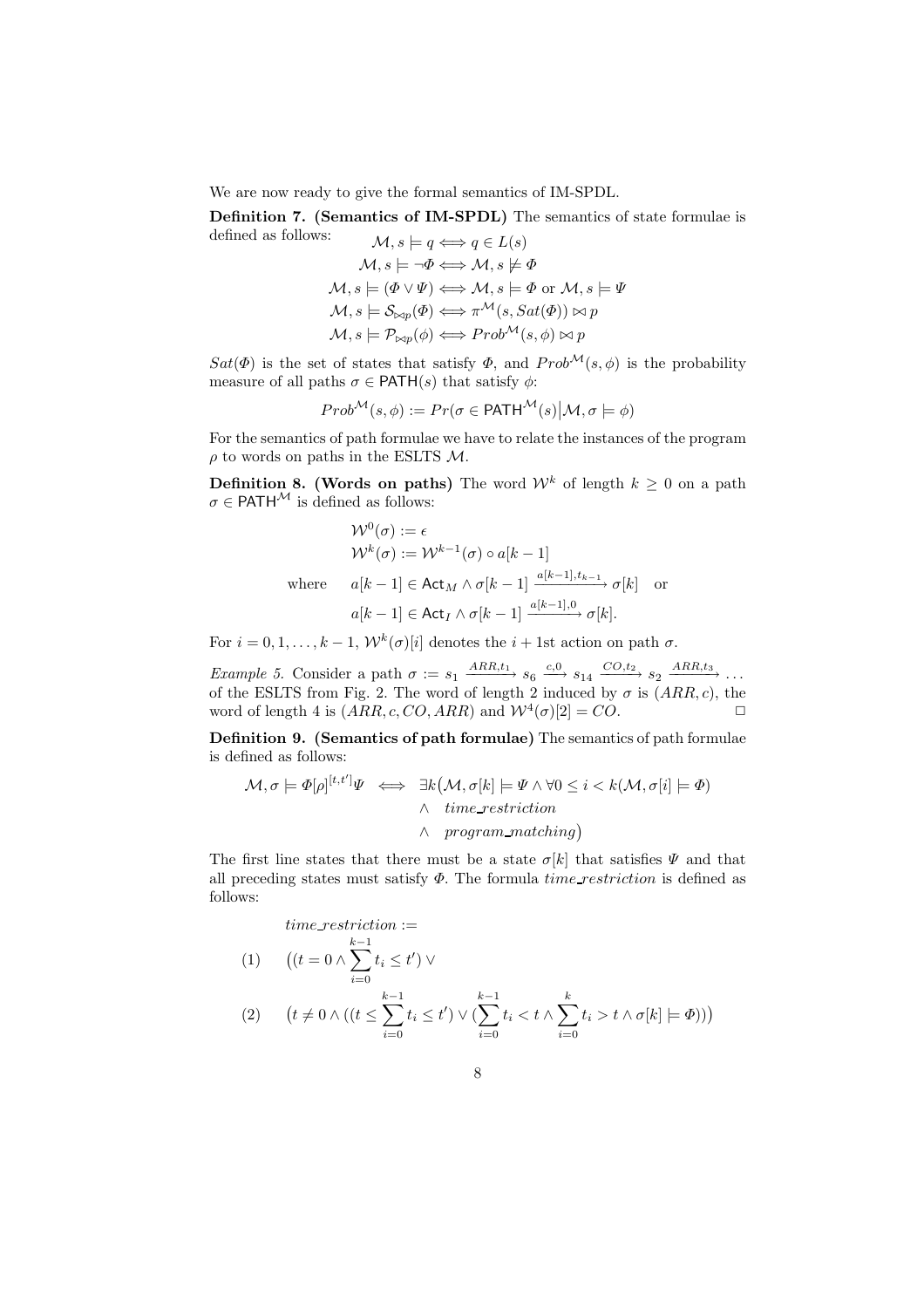We are now ready to give the formal semantics of IM-SPDL.

**Definition 7. (Semantics of IM-SPDL)** The semantics of state formulae is defined as follows:

$$\mathcal{M}, s \models q \Longleftrightarrow q \in L(s)$$

$$\mathcal{M}, s \models \neg\Phi \Longleftrightarrow \mathcal{M}, s \not\models \Phi$$

$$\mathcal{M}, s \models (\Phi \vee \Psi) \Longleftrightarrow \mathcal{M}, s \models \Phi \text{ or } \mathcal{M}, s \models \Psi$$

$$\mathcal{M}, s \models \mathcal{S}_{\bowtie p}(\Phi) \Longleftrightarrow \pi^{\mathcal{M}}(s, Sat(\Phi)) \bowtie p$$

$$\mathcal{M}, s \models \mathcal{P}_{\bowtie p}(\phi) \Longleftrightarrow Prob^{\mathcal{M}}(s, \phi) \bowtie p$$

$Sat(\Phi)$ is the set of states that satisfy $\Phi$, and $Prob^{\mathcal{M}}(s, \phi)$ is the probability measure of all paths $\sigma \in \mathsf{PATH}(s)$ that satisfy $\phi$:

$$Prob^{\mathcal{M}}(s, \phi) := Pr(\sigma \in \mathsf{PATH}^{\mathcal{M}}(s) \big| \mathcal{M}, \sigma \models \phi)$$

For the semantics of path formulae we have to relate the instances of the program $\rho$ to words on paths in the ESLTS $\mathcal{M}$.

**Definition 8. (Words on paths)** The word $\mathcal{W}^k$ of length $k \geq 0$ on a path $\sigma \in \mathsf{PATH}^{\mathcal{M}}$ is defined as follows:

$$\mathcal{W}^0(\sigma) := \epsilon$$

$$\mathcal{W}^k(\sigma) := \mathcal{W}^{k-1}(\sigma) \circ a[k-1]$$

$$\text{where} \quad a[k-1] \in \mathsf{Act}_M \wedge \sigma[k-1] \xrightarrow{a[k-1], t_{k-1}} \sigma[k] \quad \text{or}$$

$$a[k-1] \in \mathsf{Act}_I \wedge \sigma[k-1] \xrightarrow{a[k-1], 0} \sigma[k].$$

For $i = 0, 1, \ldots, k-1$, $\mathcal{W}^k(\sigma)[i]$ denotes the $i+1$st action on path $\sigma$.

*Example 5.* Consider a path $\sigma := s_1 \xrightarrow{ARR, t_1} s_6 \xrightarrow{c, 0} s_{14} \xrightarrow{CO, t_2} s_2 \xrightarrow{ARR, t_3} \ldots$ of the ESLTS from Fig. 2. The word of length 2 induced by $\sigma$ is $(ARR, c)$, the word of length 4 is $(ARR, c, CO, ARR)$ and $\mathcal{W}^4(\sigma)[2] = CO$. $\square$

**Definition 9. (Semantics of path formulae)** The semantics of path formulae is defined as follows:

$$\begin{aligned}
\mathcal{M}, \sigma \models \Phi[\rho]^{[t,t']}\Psi \iff & \exists k \big(\mathcal{M}, \sigma[k] \models \Psi \wedge \forall 0 \leq i < k (\mathcal{M}, \sigma[i] \models \Phi) \\
& \wedge \;\; time\_restriction \\
& \wedge \;\; program\_matching\big)
\end{aligned}$$

The first line states that there must be a state $\sigma[k]$ that satisfies $\Psi$ and that all preceding states must satisfy $\Phi$. The formula $time\_restriction$ is defined as follows:

$$time\_restriction :=$$

$$(1) \quad \big((t = 0 \wedge \sum_{i=0}^{k-1} t_i \leq t') \vee$$

$$(2) \quad \big(t \neq 0 \wedge ((t \leq \sum_{i=0}^{k-1} t_i \leq t') \vee (\sum_{i=0}^{k-1} t_i < t \wedge \sum_{i=0}^{k} t_i > t \wedge \sigma[k] \models \Phi))\big)$$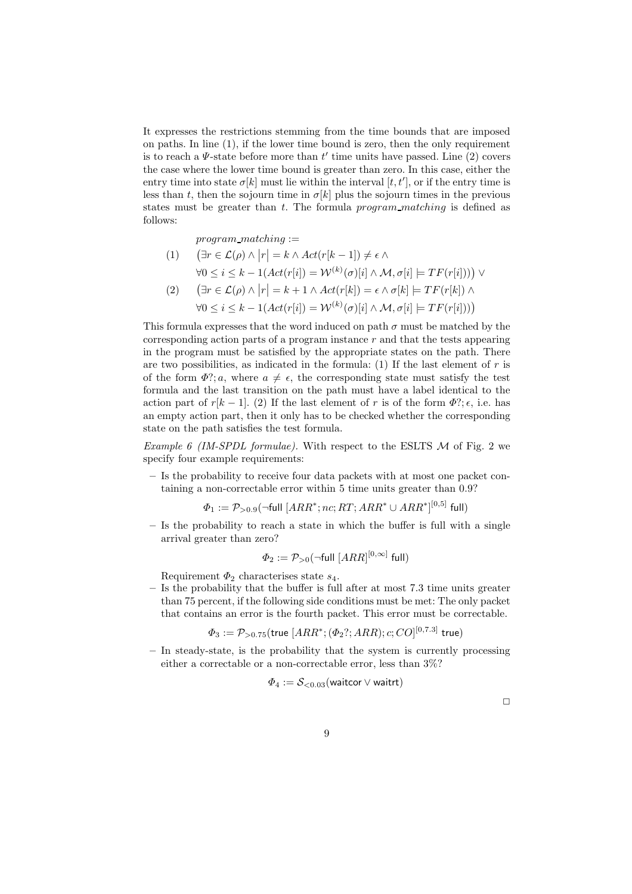It expresses the restrictions stemming from the time bounds that are imposed on paths. In line (1), if the lower time bound is zero, then the only requirement is to reach a $\Psi$-state before more than $t'$ time units have passed. Line (2) covers the case where the lower time bound is greater than zero. In this case, either the entry time into state $\sigma[k]$ must lie within the interval $[t, t']$, or if the entry time is less than $t$, then the sojourn time in $\sigma[k]$ plus the sojourn times in the previous states must be greater than $t$. The formula *program_matching* is defined as follows:

$$
\begin{aligned}
& \textit{program\_matching} := \\
(1) \quad & \big(\exists r \in \mathcal{L}(\rho) \wedge \big|r\big| = k \wedge Act(r[k-1]) \neq \epsilon \wedge \\
& \forall 0 \leq i \leq k-1 (Act(r[i]) = \mathcal{W}^{(k)}(\sigma)[i] \wedge \mathcal{M}, \sigma[i] \models TF(r[i]))\big) \vee \\
(2) \quad & \big(\exists r \in \mathcal{L}(\rho) \wedge \big|r\big| = k+1 \wedge Act(r[k]) = \epsilon \wedge \sigma[k] \models TF(r[k]) \wedge \\
& \forall 0 \leq i \leq k-1 (Act(r[i]) = \mathcal{W}^{(k)}(\sigma)[i] \wedge \mathcal{M}, \sigma[i] \models TF(r[i]))\big)
\end{aligned}
$$

This formula expresses that the word induced on path $\sigma$ must be matched by the corresponding action parts of a program instance $r$ and that the tests appearing in the program must be satisfied by the appropriate states on the path. There are two possibilities, as indicated in the formula: (1) If the last element of $r$ is of the form $\Phi?; a$, where $a \neq \epsilon$, the corresponding state must satisfy the test formula and the last transition on the path must have a label identical to the action part of $r[k-1]$. (2) If the last element of $r$ is of the form $\Phi?; \epsilon$, i.e. has an empty action part, then it only has to be checked whether the corresponding state on the path satisfies the test formula.

*Example 6 (IM-SPDL formulae).* With respect to the ESLTS $\mathcal{M}$ of Fig. 2 we specify four example requirements:

– Is the probability to receive four data packets with at most one packet containing a non-correctable error within 5 time units greater than 0.9?

$$\Phi_1 := \mathcal{P}_{>0.9}(\neg \mathsf{full}\ [ARR^*; nc; RT; ARR^* \cup ARR^*]^{[0,5]}\ \mathsf{full})$$

– Is the probability to reach a state in which the buffer is full with a single arrival greater than zero?

$$\Phi_2 := \mathcal{P}_{>0}(\neg \mathsf{full}\ [ARR]^{[0,\infty]}\ \mathsf{full})$$

Requirement $\Phi_2$ characterises state $s_4$.

– Is the probability that the buffer is full after at most 7.3 time units greater than 75 percent, if the following side conditions must be met: The only packet that contains an error is the fourth packet. This error must be correctable.

$$\Phi_3 := \mathcal{P}_{>0.75}(\mathsf{true}\ [ARR^*; (\Phi_2?; ARR); c; CO]^{[0,7.3]}\ \mathsf{true})$$

– In steady-state, is the probability that the system is currently processing either a correctable or a non-correctable error, less than 3%?

$$\Phi_4 := \mathcal{S}_{<0.03}(\mathsf{waitcor} \vee \mathsf{waitrt})$$

□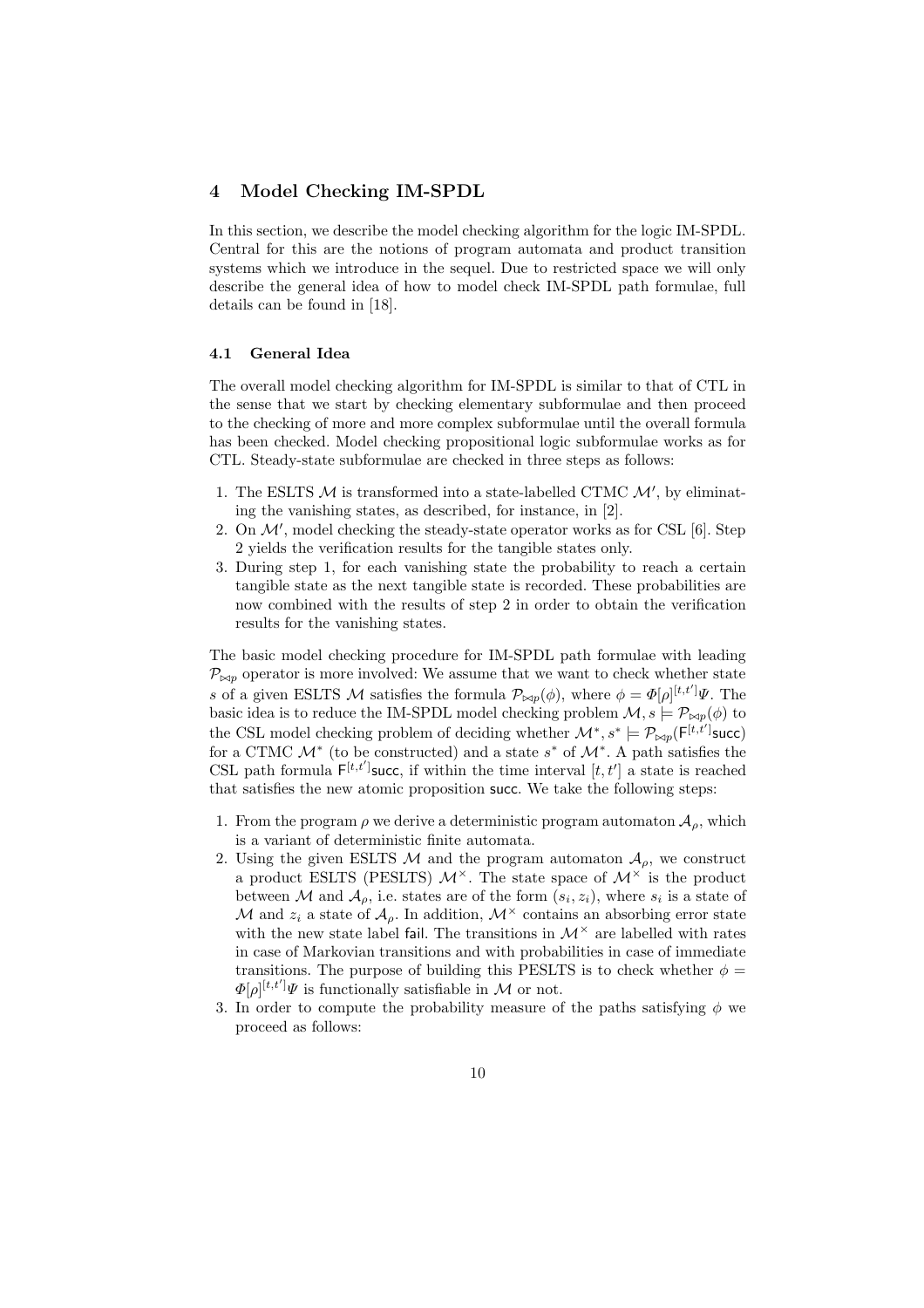## 4 Model Checking IM-SPDL

In this section, we describe the model checking algorithm for the logic IM-SPDL. Central for this are the notions of program automata and product transition systems which we introduce in the sequel. Due to restricted space we will only describe the general idea of how to model check IM-SPDL path formulae, full details can be found in [18].

### 4.1 General Idea

The overall model checking algorithm for IM-SPDL is similar to that of CTL in the sense that we start by checking elementary subformulae and then proceed to the checking of more and more complex subformulae until the overall formula has been checked. Model checking propositional logic subformulae works as for CTL. Steady-state subformulae are checked in three steps as follows:

1. The ESLTS $\mathcal{M}$ is transformed into a state-labelled CTMC $\mathcal{M}'$, by eliminating the vanishing states, as described, for instance, in [2].
2. On $\mathcal{M}'$, model checking the steady-state operator works as for CSL [6]. Step 2 yields the verification results for the tangible states only.
3. During step 1, for each vanishing state the probability to reach a certain tangible state as the next tangible state is recorded. These probabilities are now combined with the results of step 2 in order to obtain the verification results for the vanishing states.

The basic model checking procedure for IM-SPDL path formulae with leading $\mathcal{P}_{\bowtie p}$ operator is more involved: We assume that we want to check whether state $s$ of a given ESLTS $\mathcal{M}$ satisfies the formula $\mathcal{P}_{\bowtie p}(\phi)$, where $\phi = \Phi[\rho]^{[t,t']}\Psi$. The basic idea is to reduce the IM-SPDL model checking problem $\mathcal{M}, s \models \mathcal{P}_{\bowtie p}(\phi)$ to the CSL model checking problem of deciding whether $\mathcal{M}^*, s^* \models \mathcal{P}_{\bowtie p}(\mathsf{F}^{[t,t']}\mathsf{succ})$ for a CTMC $\mathcal{M}^*$ (to be constructed) and a state $s^*$ of $\mathcal{M}^*$. A path satisfies the CSL path formula $\mathsf{F}^{[t,t']}\mathsf{succ}$, if within the time interval $[t, t']$ a state is reached that satisfies the new atomic proposition $\mathsf{succ}$. We take the following steps:

1. From the program $\rho$ we derive a deterministic program automaton $\mathcal{A}_\rho$, which is a variant of deterministic finite automata.
2. Using the given ESLTS $\mathcal{M}$ and the program automaton $\mathcal{A}_\rho$, we construct a product ESLTS (PESLTS) $\mathcal{M}^\times$. The state space of $\mathcal{M}^\times$ is the product between $\mathcal{M}$ and $\mathcal{A}_\rho$, i.e. states are of the form $(s_i, z_i)$, where $s_i$ is a state of $\mathcal{M}$ and $z_i$ a state of $\mathcal{A}_\rho$. In addition, $\mathcal{M}^\times$ contains an absorbing error state with the new state label $\mathsf{fail}$. The transitions in $\mathcal{M}^\times$ are labelled with rates in case of Markovian transitions and with probabilities in case of immediate transitions. The purpose of building this PESLTS is to check whether $\phi = \Phi[\rho]^{[t,t']}\Psi$ is functionally satisfiable in $\mathcal{M}$ or not.
3. In order to compute the probability measure of the paths satisfying $\phi$ we proceed as follows: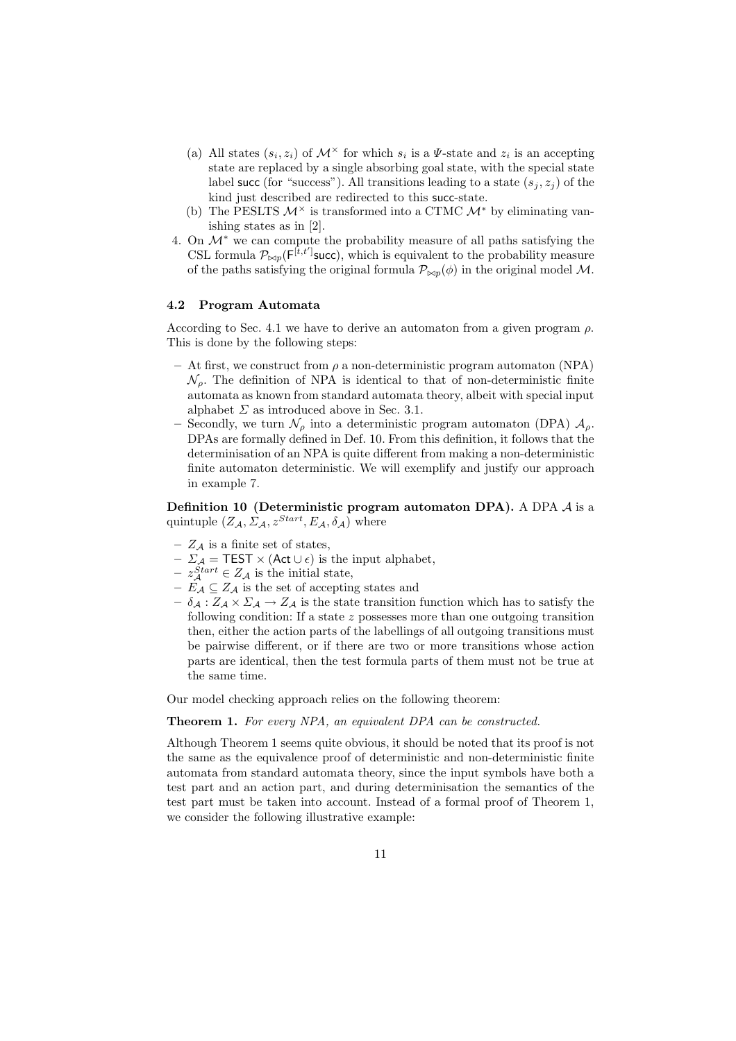(a) All states $(s_i, z_i)$ of $\mathcal{M}^\times$ for which $s_i$ is a $\Psi$-state and $z_i$ is an accepting state are replaced by a single absorbing goal state, with the special state label succ (for "success"). All transitions leading to a state $(s_j, z_j)$ of the kind just described are redirected to this succ-state.

(b) The PESLTS $\mathcal{M}^\times$ is transformed into a CTMC $\mathcal{M}^*$ by eliminating vanishing states as in [2].

4. On $\mathcal{M}^*$ we can compute the probability measure of all paths satisfying the CSL formula $\mathcal{P}_{\bowtie p}(\mathsf{F}^{[t,t']}\mathsf{succ})$, which is equivalent to the probability measure of the paths satisfying the original formula $\mathcal{P}_{\bowtie p}(\phi)$ in the original model $\mathcal{M}$.

### 4.2 Program Automata

According to Sec. 4.1 we have to derive an automaton from a given program $\rho$. This is done by the following steps:

- At first, we construct from $\rho$ a non-deterministic program automaton (NPA) $\mathcal{N}_\rho$. The definition of NPA is identical to that of non-deterministic finite automata as known from standard automata theory, albeit with special input alphabet $\Sigma$ as introduced above in Sec. 3.1.
- Secondly, we turn $\mathcal{N}_\rho$ into a deterministic program automaton (DPA) $\mathcal{A}_\rho$. DPAs are formally defined in Def. 10. From this definition, it follows that the determinisation of an NPA is quite different from making a non-deterministic finite automaton deterministic. We will exemplify and justify our approach in example 7.

**Definition 10 (Deterministic program automaton DPA).** A DPA $\mathcal{A}$ is a quintuple $(Z_\mathcal{A}, \Sigma_\mathcal{A}, z^{Start}, E_\mathcal{A}, \delta_\mathcal{A})$ where

- $Z_\mathcal{A}$ is a finite set of states,
- $\Sigma_\mathcal{A} = \mathsf{TEST} \times (\mathsf{Act} \cup \epsilon)$ is the input alphabet,
- $z_\mathcal{A}^{Start} \in Z_\mathcal{A}$ is the initial state,
- $E_\mathcal{A} \subseteq Z_\mathcal{A}$ is the set of accepting states and
- $\delta_\mathcal{A} : Z_\mathcal{A} \times \Sigma_\mathcal{A} \to Z_\mathcal{A}$ is the state transition function which has to satisfy the following condition: If a state $z$ possesses more than one outgoing transition then, either the action parts of the labellings of all outgoing transitions must be pairwise different, or if there are two or more transitions whose action parts are identical, then the test formula parts of them must not be true at the same time.

Our model checking approach relies on the following theorem:

**Theorem 1.** *For every NPA, an equivalent DPA can be constructed.*

Although Theorem 1 seems quite obvious, it should be noted that its proof is not the same as the equivalence proof of deterministic and non-deterministic finite automata from standard automata theory, since the input symbols have both a test part and an action part, and during determinisation the semantics of the test part must be taken into account. Instead of a formal proof of Theorem 1, we consider the following illustrative example: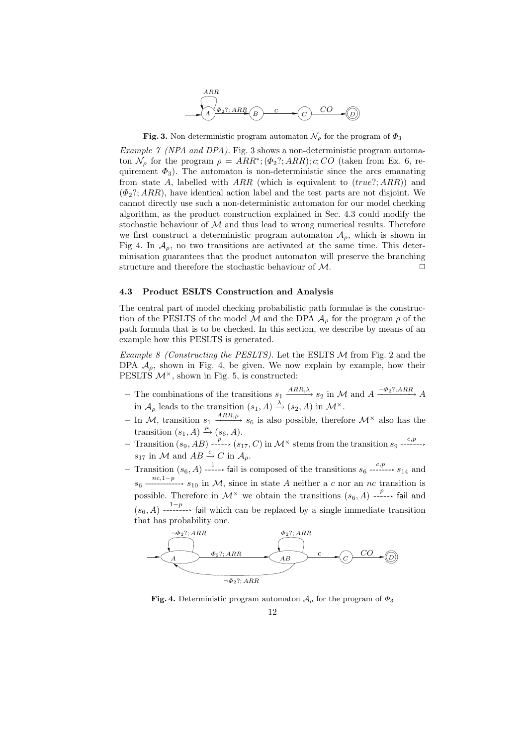**Fig. 3.** Non-deterministic program automaton $\mathcal{N}_\rho$ for the program of $\Phi_3$

*Example 7 (NPA and DPA).* Fig. 3 shows a non-deterministic program automaton $\mathcal{N}_\rho$ for the program $\rho = ARR^*; (\Phi_2?; ARR); c; CO$ (taken from Ex. 6, requirement $\Phi_3$). The automaton is non-deterministic since the arcs emanating from state $A$, labelled with $ARR$ (which is equivalent to $(true?; ARR)$) and $(\Phi_2?; ARR)$, have identical action label and the test parts are not disjoint. We cannot directly use such a non-deterministic automaton for our model checking algorithm, as the product construction explained in Sec. 4.3 could modify the stochastic behaviour of $\mathcal{M}$ and thus lead to wrong numerical results. Therefore we first construct a deterministic program automaton $\mathcal{A}_\rho$, which is shown in Fig 4. In $\mathcal{A}_\rho$, no two transitions are activated at the same time. This determinisation guarantees that the product automaton will preserve the branching structure and therefore the stochastic behaviour of $\mathcal{M}$. $\square$

### 4.3 Product ESLTS Construction and Analysis

The central part of model checking probabilistic path formulae is the construction of the PESLTS of the model $\mathcal{M}$ and the DPA $\mathcal{A}_\rho$ for the program $\rho$ of the path formula that is to be checked. In this section, we describe by means of an example how this PESLTS is generated.

*Example 8 (Constructing the PESLTS).* Let the ESLTS $\mathcal{M}$ from Fig. 2 and the DPA $\mathcal{A}_\rho$, shown in Fig. 4, be given. We now explain by example, how their PESLTS $\mathcal{M}^\times$, shown in Fig. 5, is constructed:

- The combinations of the transitions $s_1 \xrightarrow{ARR,\lambda} s_2$ in $\mathcal{M}$ and $A \xrightarrow{\neg\Phi_2?;ARR} A$ in $\mathcal{A}_\rho$ leads to the transition $(s_1, A) \xrightarrow{\lambda} (s_2, A)$ in $\mathcal{M}^\times$.
- In $\mathcal{M}$, transition $s_1 \xrightarrow{ARR,\mu} s_6$ is also possible, therefore $\mathcal{M}^\times$ also has the transition $(s_1, A) \xrightarrow{\mu} (s_6, A)$.
- Transition $(s_9, AB) \overset{p}{\dashrightarrow} (s_{17}, C)$ in $\mathcal{M}^\times$ stems from the transition $s_9 \overset{c,p}{\dashrightarrow} s_{17}$ in $\mathcal{M}$ and $AB \xrightarrow{c} C$ in $\mathcal{A}_\rho$.
- Transition $(s_6, A) \overset{1}{\dashrightarrow}$ fail is composed of the transitions $s_6 \overset{c,p}{\dashrightarrow} s_{14}$ and $s_6 \overset{nc,1-p}{\dashrightarrow} s_{10}$ in $\mathcal{M}$, since in state $A$ neither a $c$ nor an $nc$ transition is possible. Therefore in $\mathcal{M}^\times$ we obtain the transitions $(s_6, A) \overset{p}{\dashrightarrow}$ fail and $(s_6, A) \overset{1-p}{\dashrightarrow}$ fail which can be replaced by a single immediate transition that has probability one.

**Fig. 4.** Deterministic program automaton $\mathcal{A}_\rho$ for the program of $\Phi_3$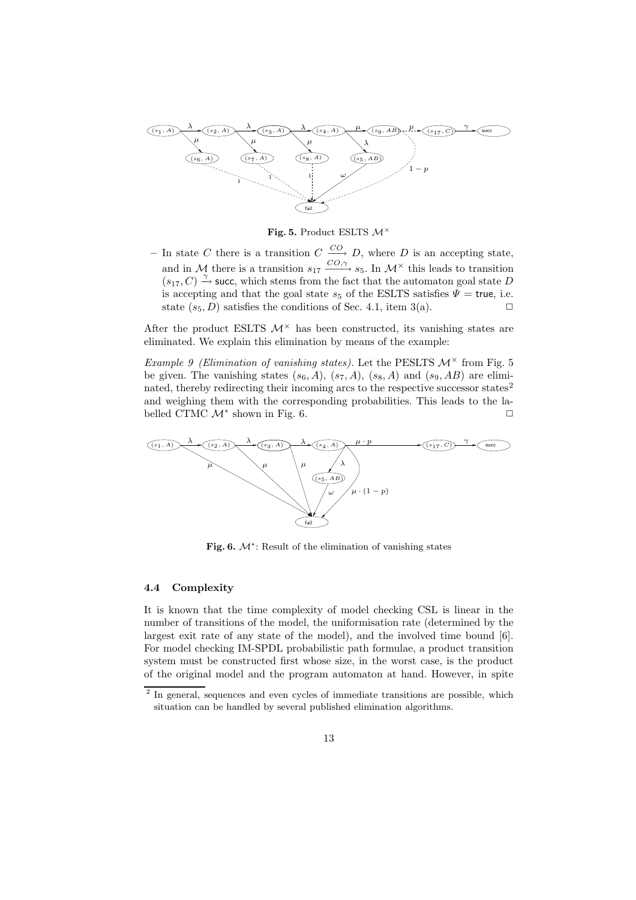**Fig. 5.** Product ESLTS $\mathcal{M}^\times$

– In state $C$ there is a transition $C \xrightarrow{CO} D$, where $D$ is an accepting state, and in $\mathcal{M}$ there is a transition $s_{17} \xrightarrow{CO,\gamma} s_5$. In $\mathcal{M}^\times$ this leads to transition $(s_{17}, C) \xrightarrow{\gamma}$ succ, which stems from the fact that the automaton goal state $D$ is accepting and that the goal state $s_5$ of the ESLTS satisfies $\Psi =$ true, i.e. state $(s_5, D)$ satisfies the conditions of Sec. 4.1, item 3(a). □

After the product ESLTS $\mathcal{M}^\times$ has been constructed, its vanishing states are eliminated. We explain this elimination by means of the example:

*Example 9 (Elimination of vanishing states).* Let the PESLTS $\mathcal{M}^\times$ from Fig. 5 be given. The vanishing states $(s_6, A)$, $(s_7, A)$, $(s_8, A)$ and $(s_9, AB)$ are eliminated, thereby redirecting their incoming arcs to the respective successor states[2] and weighing them with the corresponding probabilities. This leads to the labelled CTMC $\mathcal{M}^*$ shown in Fig. 6. □

**Fig. 6.** $\mathcal{M}^*$: Result of the elimination of vanishing states

### 4.4 Complexity

It is known that the time complexity of model checking CSL is linear in the number of transitions of the model, the uniformisation rate (determined by the largest exit rate of any state of the model), and the involved time bound [6]. For model checking IM-SPDL probabilistic path formulae, a product transition system must be constructed first whose size, in the worst case, is the product of the original model and the program automaton at hand. However, in spite

[2] In general, sequences and even cycles of immediate transitions are possible, which situation can be handled by several published elimination algorithms.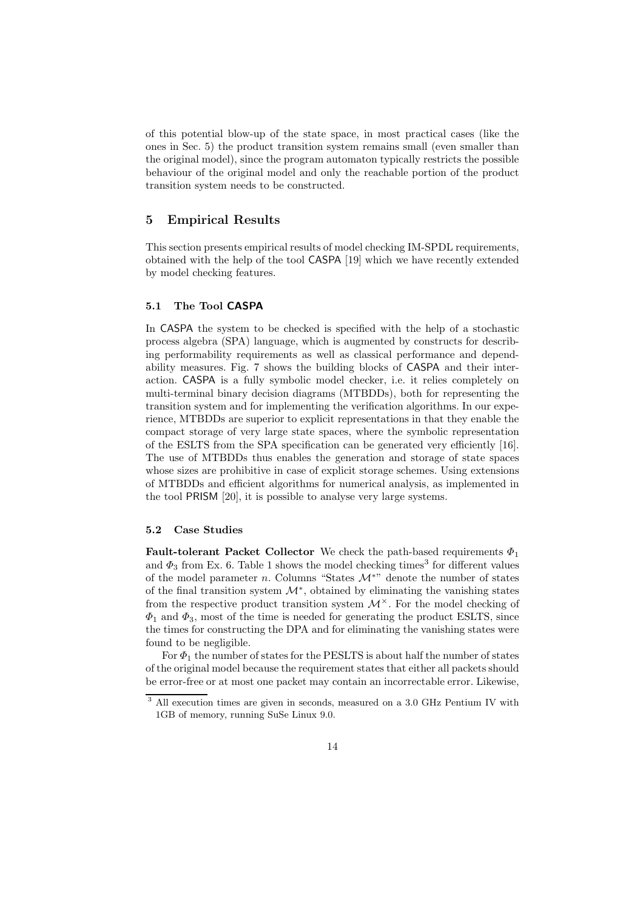of this potential blow-up of the state space, in most practical cases (like the ones in Sec. 5) the product transition system remains small (even smaller than the original model), since the program automaton typically restricts the possible behaviour of the original model and only the reachable portion of the product transition system needs to be constructed.

## 5 Empirical Results

This section presents empirical results of model checking IM-SPDL requirements, obtained with the help of the tool CASPA [19] which we have recently extended by model checking features.

### 5.1 The Tool CASPA

In CASPA the system to be checked is specified with the help of a stochastic process algebra (SPA) language, which is augmented by constructs for describing performability requirements as well as classical performance and dependability measures. Fig. 7 shows the building blocks of CASPA and their interaction. CASPA is a fully symbolic model checker, i.e. it relies completely on multi-terminal binary decision diagrams (MTBDDs), both for representing the transition system and for implementing the verification algorithms. In our experience, MTBDDs are superior to explicit representations in that they enable the compact storage of very large state spaces, where the symbolic representation of the ESLTS from the SPA specification can be generated very efficiently [16]. The use of MTBDDs thus enables the generation and storage of state spaces whose sizes are prohibitive in case of explicit storage schemes. Using extensions of MTBDDs and efficient algorithms for numerical analysis, as implemented in the tool PRISM [20], it is possible to analyse very large systems.

### 5.2 Case Studies

**Fault-tolerant Packet Collector** We check the path-based requirements $\Phi_1$ and $\Phi_3$ from Ex. 6. Table 1 shows the model checking times[3] for different values of the model parameter $n$. Columns "States $\mathcal{M}^*$" denote the number of states of the final transition system $\mathcal{M}^*$, obtained by eliminating the vanishing states from the respective product transition system $\mathcal{M}^\times$. For the model checking of $\Phi_1$ and $\Phi_3$, most of the time is needed for generating the product ESLTS, since the times for constructing the DPA and for eliminating the vanishing states were found to be negligible.

For $\Phi_1$ the number of states for the PESLTS is about half the number of states of the original model because the requirement states that either all packets should be error-free or at most one packet may contain an incorrectable error. Likewise,

[3] All execution times are given in seconds, measured on a 3.0 GHz Pentium IV with 1GB of memory, running SuSe Linux 9.0.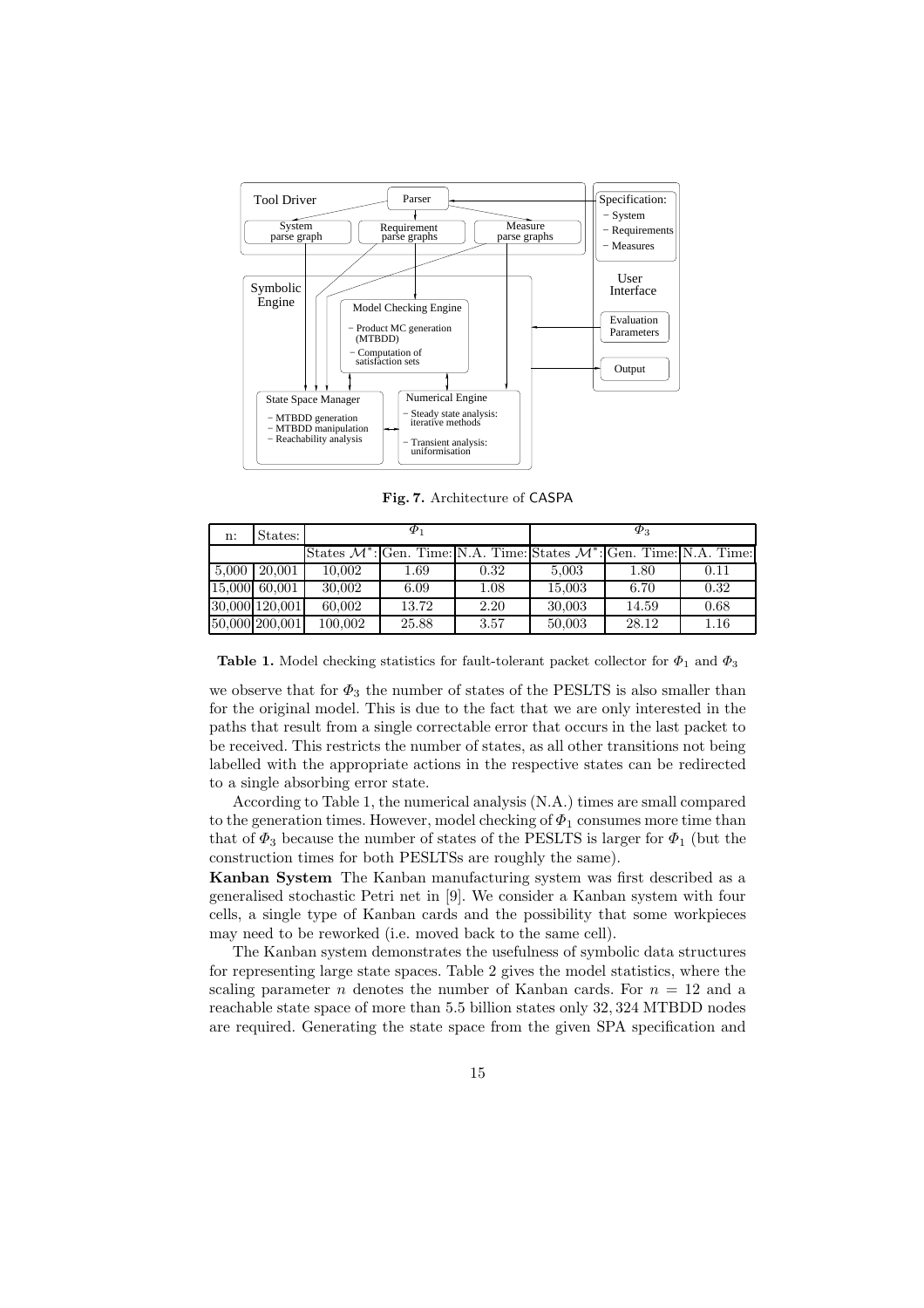**Fig. 7.** Architecture of CASPA

| n: | States: | $\Phi_1$ | | | $\Phi_3$ | | |
|---|---|---|---|---|---|---|---|
| | | States $\mathcal{M}^*$: | Gen. Time: | N.A. Time: | States $\mathcal{M}^*$: | Gen. Time: | N.A. Time: |
| 5,000 | 20,001 | 10,002 | 1.69 | 0.32 | 5,003 | 1.80 | 0.11 |
| 15,000 | 60,001 | 30,002 | 6.09 | 1.08 | 15,003 | 6.70 | 0.32 |
| 30,000 | 120,001 | 60,002 | 13.72 | 2.20 | 30,003 | 14.59 | 0.68 |
| 50,000 | 200,001 | 100,002 | 25.88 | 3.57 | 50,003 | 28.12 | 1.16 |

**Table 1.** Model checking statistics for fault-tolerant packet collector for $\Phi_1$ and $\Phi_3$

we observe that for $\Phi_3$ the number of states of the PESLTS is also smaller than for the original model. This is due to the fact that we are only interested in the paths that result from a single correctable error that occurs in the last packet to be received. This restricts the number of states, as all other transitions not being labelled with the appropriate actions in the respective states can be redirected to a single absorbing error state.

According to Table 1, the numerical analysis (N.A.) times are small compared to the generation times. However, model checking of $\Phi_1$ consumes more time than that of $\Phi_3$ because the number of states of the PESLTS is larger for $\Phi_1$ (but the construction times for both PESLTSs are roughly the same).

**Kanban System** The Kanban manufacturing system was first described as a generalised stochastic Petri net in [9]. We consider a Kanban system with four cells, a single type of Kanban cards and the possibility that some workpieces may need to be reworked (i.e. moved back to the same cell).

The Kanban system demonstrates the usefulness of symbolic data structures for representing large state spaces. Table 2 gives the model statistics, where the scaling parameter $n$ denotes the number of Kanban cards. For $n = 12$ and a reachable state space of more than 5.5 billion states only 32, 324 MTBDD nodes are required. Generating the state space from the given SPA specification and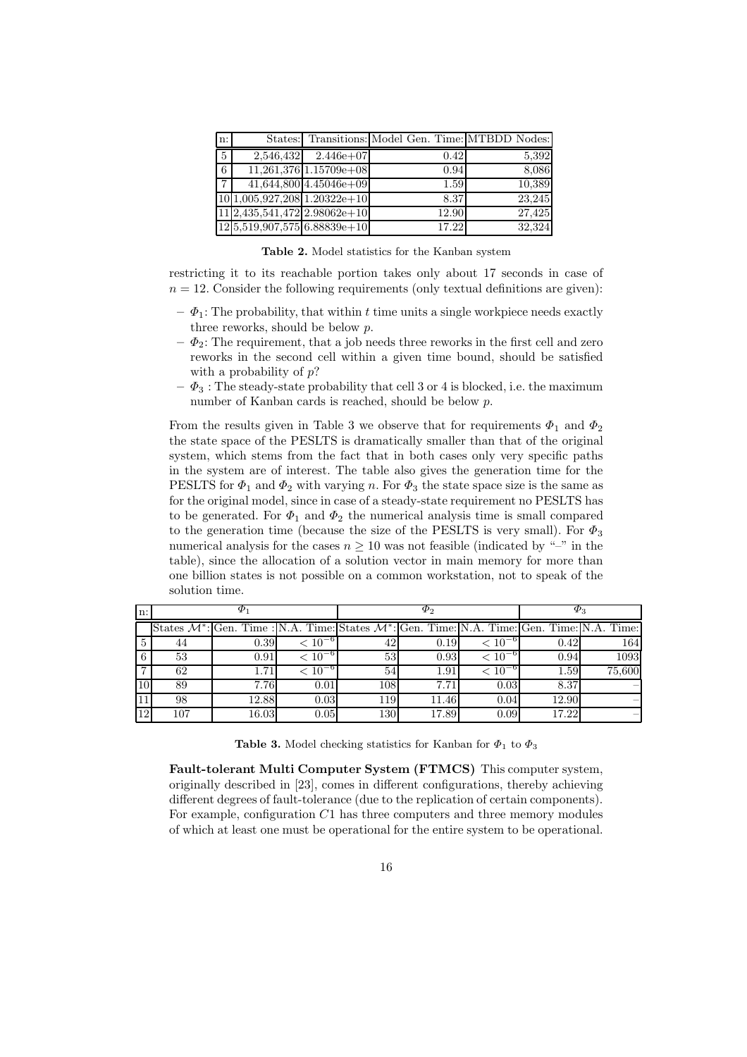| n: | States: | Transitions: | Model Gen. Time: | MTBDD Nodes: |
|---|---|---|---|---|
| 5 | 2,546,432 | 2.446e+07 | 0.42 | 5,392 |
| 6 | 11,261,376 | 1.15709e+08 | 0.94 | 8,086 |
| 7 | 41,644,800 | 4.45046e+09 | 1.59 | 10,389 |
| 10 | 1,005,927,208 | 1.20322e+10 | 8.37 | 23,245 |
| 11 | 2,435,541,472 | 2.98062e+10 | 12.90 | 27,425 |
| 12 | 5,519,907,575 | 6.88839e+10 | 17.22 | 32,324 |

**Table 2.** Model statistics for the Kanban system

restricting it to its reachable portion takes only about 17 seconds in case of $n = 12$. Consider the following requirements (only textual definitions are given):

- $\Phi_1$: The probability, that within $t$ time units a single workpiece needs exactly three reworks, should be below $p$.
- $\Phi_2$: The requirement, that a job needs three reworks in the first cell and zero reworks in the second cell within a given time bound, should be satisfied with a probability of $p$?
- $\Phi_3$ : The steady-state probability that cell 3 or 4 is blocked, i.e. the maximum number of Kanban cards is reached, should be below $p$.

From the results given in Table 3 we observe that for requirements $\Phi_1$ and $\Phi_2$ the state space of the PESLTS is dramatically smaller than that of the original system, which stems from the fact that in both cases only very specific paths in the system are of interest. The table also gives the generation time for the PESLTS for $\Phi_1$ and $\Phi_2$ with varying $n$. For $\Phi_3$ the state space size is the same as for the original model, since in case of a steady-state requirement no PESLTS has to be generated. For $\Phi_1$ and $\Phi_2$ the numerical analysis time is small compared to the generation time (because the size of the PESLTS is very small). For $\Phi_3$ numerical analysis for the cases $n \geq 10$ was not feasible (indicated by "–" in the table), since the allocation of a solution vector in main memory for more than one billion states is not possible on a common workstation, not to speak of the solution time.

| n: | $\Phi_1$ | | | $\Phi_2$ | | | $\Phi_3$ | |
|---|---|---|---|---|---|---|---|---|
| | States $\mathcal{M}^*$: | Gen. Time : | N.A. Time: | States $\mathcal{M}^*$: | Gen. Time: | N.A. Time: | Gen. Time: | N.A. Time: |
| 5 | 44 | 0.39 | $< 10^{-6}$ | 42 | 0.19 | $< 10^{-6}$ | 0.42 | 164 |
| 6 | 53 | 0.91 | $< 10^{-6}$ | 53 | 0.93 | $< 10^{-6}$ | 0.94 | 1093 |
| 7 | 62 | 1.71 | $< 10^{-6}$ | 54 | 1.91 | $< 10^{-6}$ | 1.59 | 75,600 |
| 10 | 89 | 7.76 | 0.01 | 108 | 7.71 | 0.03 | 8.37 | – |
| 11 | 98 | 12.88 | 0.03 | 119 | 11.46 | 0.04 | 12.90 | – |
| 12 | 107 | 16.03 | 0.05 | 130 | 17.89 | 0.09 | 17.22 | – |

**Table 3.** Model checking statistics for Kanban for $\Phi_1$ to $\Phi_3$

**Fault-tolerant Multi Computer System (FTMCS)** This computer system, originally described in [23], comes in different configurations, thereby achieving different degrees of fault-tolerance (due to the replication of certain components). For example, configuration $C1$ has three computers and three memory modules of which at least one must be operational for the entire system to be operational.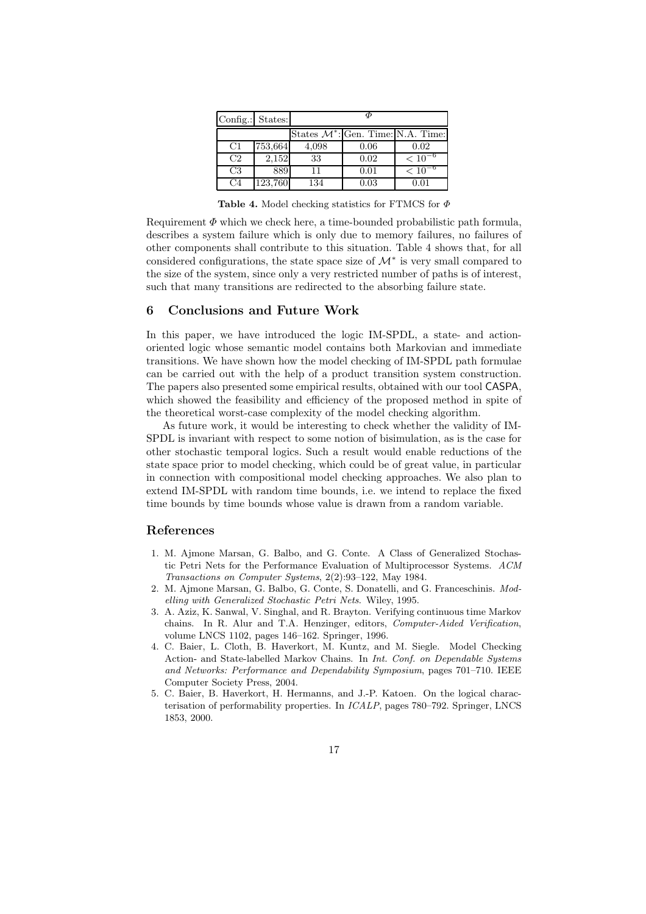| Config.: | States: | $\Phi$ | | |
|---|---|---|---|---|
| | | States $\mathcal{M}^*$: | Gen. Time: | N.A. Time: |
| C1 | 753,664 | 4,098 | 0.06 | 0.02 |
| C2 | 2,152 | 33 | 0.02 | $< 10^{-6}$ |
| C3 | 889 | 11 | 0.01 | $< 10^{-6}$ |
| C4 | 123,760 | 134 | 0.03 | 0.01 |

**Table 4.** Model checking statistics for FTMCS for $\Phi$

Requirement $\Phi$ which we check here, a time-bounded probabilistic path formula, describes a system failure which is only due to memory failures, no failures of other components shall contribute to this situation. Table 4 shows that, for all considered configurations, the state space size of $\mathcal{M}^*$ is very small compared to the size of the system, since only a very restricted number of paths is of interest, such that many transitions are redirected to the absorbing failure state.

## 6 Conclusions and Future Work

In this paper, we have introduced the logic IM-SPDL, a state- and action-oriented logic whose semantic model contains both Markovian and immediate transitions. We have shown how the model checking of IM-SPDL path formulae can be carried out with the help of a product transition system construction. The papers also presented some empirical results, obtained with our tool CASPA, which showed the feasibility and efficiency of the proposed method in spite of the theoretical worst-case complexity of the model checking algorithm.

As future work, it would be interesting to check whether the validity of IM-SPDL is invariant with respect to some notion of bisimulation, as is the case for other stochastic temporal logics. Such a result would enable reductions of the state space prior to model checking, which could be of great value, in particular in connection with compositional model checking approaches. We also plan to extend IM-SPDL with random time bounds, i.e. we intend to replace the fixed time bounds by time bounds whose value is drawn from a random variable.

## References

1. M. Ajmone Marsan, G. Balbo, and G. Conte. A Class of Generalized Stochastic Petri Nets for the Performance Evaluation of Multiprocessor Systems. *ACM Transactions on Computer Systems*, 2(2):93–122, May 1984.
2. M. Ajmone Marsan, G. Balbo, G. Conte, S. Donatelli, and G. Franceschinis. *Modelling with Generalized Stochastic Petri Nets*. Wiley, 1995.
3. A. Aziz, K. Sanwal, V. Singhal, and R. Brayton. Verifying continuous time Markov chains. In R. Alur and T.A. Henzinger, editors, *Computer-Aided Verification*, volume LNCS 1102, pages 146–162. Springer, 1996.
4. C. Baier, L. Cloth, B. Haverkort, M. Kuntz, and M. Siegle. Model Checking Action- and State-labelled Markov Chains. In *Int. Conf. on Dependable Systems and Networks: Performance and Dependability Symposium*, pages 701–710. IEEE Computer Society Press, 2004.
5. C. Baier, B. Haverkort, H. Hermanns, and J.-P. Katoen. On the logical characterisation of performability properties. In *ICALP*, pages 780–792. Springer, LNCS 1853, 2000.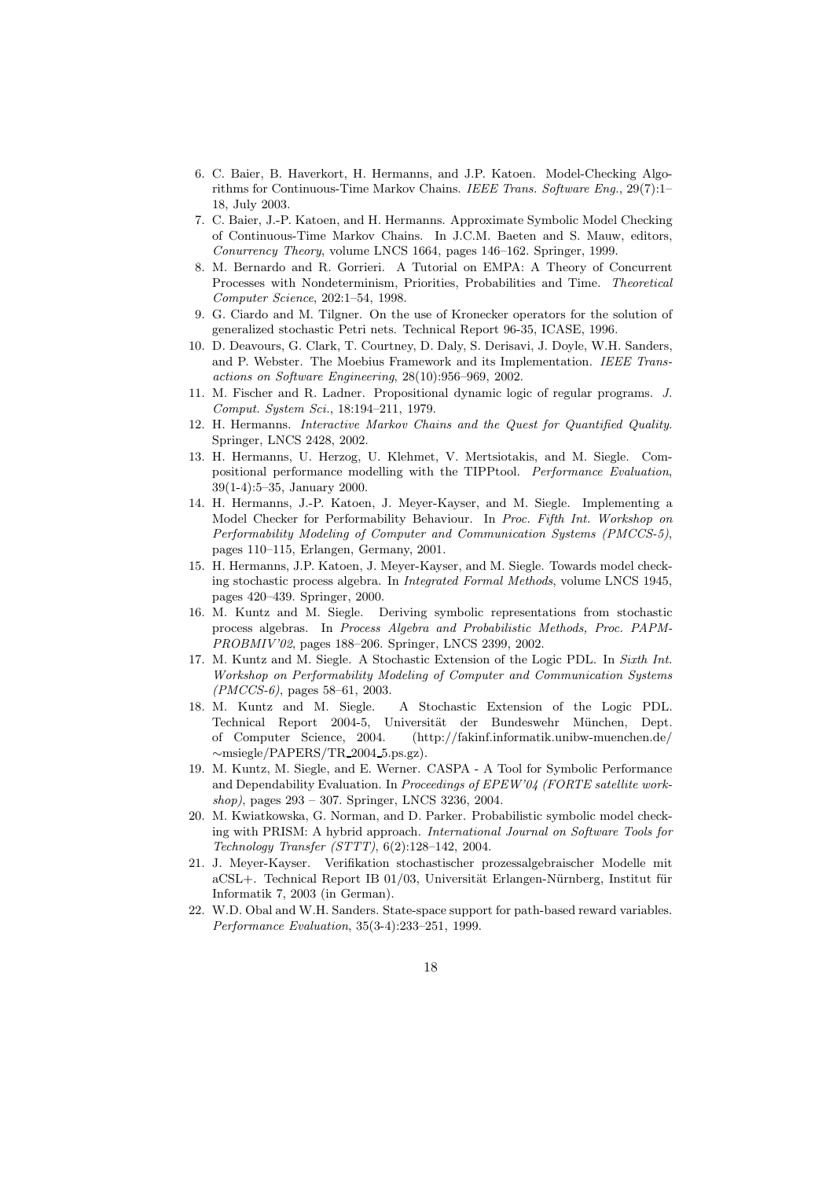6. C. Baier, B. Haverkort, H. Hermanns, and J.P. Katoen. Model-Checking Algorithms for Continuous-Time Markov Chains. *IEEE Trans. Software Eng.*, 29(7):1–18, July 2003.
7. C. Baier, J.-P. Katoen, and H. Hermanns. Approximate Symbolic Model Checking of Continuous-Time Markov Chains. In J.C.M. Baeten and S. Mauw, editors, *Conurrency Theory*, volume LNCS 1664, pages 146–162. Springer, 1999.
8. M. Bernardo and R. Gorrieri. A Tutorial on EMPA: A Theory of Concurrent Processes with Nondeterminism, Priorities, Probabilities and Time. *Theoretical Computer Science*, 202:1–54, 1998.
9. G. Ciardo and M. Tilgner. On the use of Kronecker operators for the solution of generalized stochastic Petri nets. Technical Report 96-35, ICASE, 1996.
10. D. Deavours, G. Clark, T. Courtney, D. Daly, S. Derisavi, J. Doyle, W.H. Sanders, and P. Webster. The Moebius Framework and its Implementation. *IEEE Transactions on Software Engineering*, 28(10):956–969, 2002.
11. M. Fischer and R. Ladner. Propositional dynamic logic of regular programs. *J. Comput. System Sci.*, 18:194–211, 1979.
12. H. Hermanns. *Interactive Markov Chains and the Quest for Quantified Quality*. Springer, LNCS 2428, 2002.
13. H. Hermanns, U. Herzog, U. Klehmet, V. Mertsiotakis, and M. Siegle. Compositional performance modelling with the TIPPtool. *Performance Evaluation*, 39(1-4):5–35, January 2000.
14. H. Hermanns, J.-P. Katoen, J. Meyer-Kayser, and M. Siegle. Implementing a Model Checker for Performability Behaviour. In *Proc. Fifth Int. Workshop on Performability Modeling of Computer and Communication Systems (PMCCS-5)*, pages 110–115, Erlangen, Germany, 2001.
15. H. Hermanns, J.P. Katoen, J. Meyer-Kayser, and M. Siegle. Towards model checking stochastic process algebra. In *Integrated Formal Methods*, volume LNCS 1945, pages 420–439. Springer, 2000.
16. M. Kuntz and M. Siegle. Deriving symbolic representations from stochastic process algebras. In *Process Algebra and Probabilistic Methods, Proc. PAPM-PROBMIV'02*, pages 188–206. Springer, LNCS 2399, 2002.
17. M. Kuntz and M. Siegle. A Stochastic Extension of the Logic PDL. In *Sixth Int. Workshop on Performability Modeling of Computer and Communication Systems (PMCCS-6)*, pages 58–61, 2003.
18. M. Kuntz and M. Siegle. A Stochastic Extension of the Logic PDL. Technical Report 2004-5, Universität der Bundeswehr München, Dept. of Computer Science, 2004. (http://fakinf.informatik.unibw-muenchen.de/~msiegle/PAPERS/TR_2004_5.ps.gz).
19. M. Kuntz, M. Siegle, and E. Werner. CASPA - A Tool for Symbolic Performance and Dependability Evaluation. In *Proceedings of EPEW'04 (FORTE satellite workshop)*, pages 293 – 307. Springer, LNCS 3236, 2004.
20. M. Kwiatkowska, G. Norman, and D. Parker. Probabilistic symbolic model checking with PRISM: A hybrid approach. *International Journal on Software Tools for Technology Transfer (STTT)*, 6(2):128–142, 2004.
21. J. Meyer-Kayser. Verifikation stochastischer prozessalgebraischer Modelle mit aCSL+. Technical Report IB 01/03, Universität Erlangen-Nürnberg, Institut für Informatik 7, 2003 (in German).
22. W.D. Obal and W.H. Sanders. State-space support for path-based reward variables. *Performance Evaluation*, 35(3-4):233–251, 1999.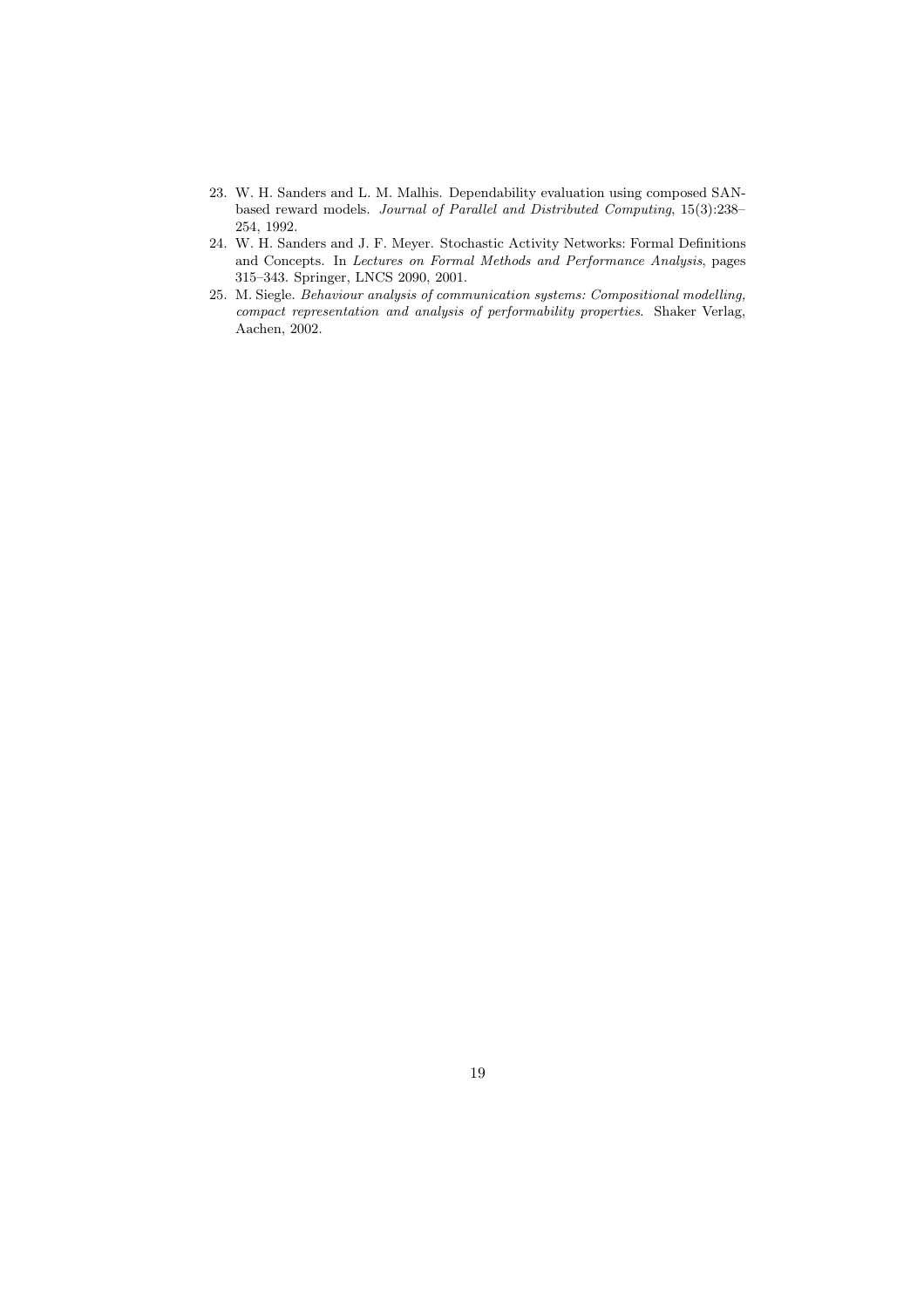23. W. H. Sanders and L. M. Malhis. Dependability evaluation using composed SAN-based reward models. *Journal of Parallel and Distributed Computing*, 15(3):238–254, 1992.
24. W. H. Sanders and J. F. Meyer. Stochastic Activity Networks: Formal Definitions and Concepts. In *Lectures on Formal Methods and Performance Analysis*, pages 315–343. Springer, LNCS 2090, 2001.
25. M. Siegle. *Behaviour analysis of communication systems: Compositional modelling, compact representation and analysis of performability properties*. Shaker Verlag, Aachen, 2002.